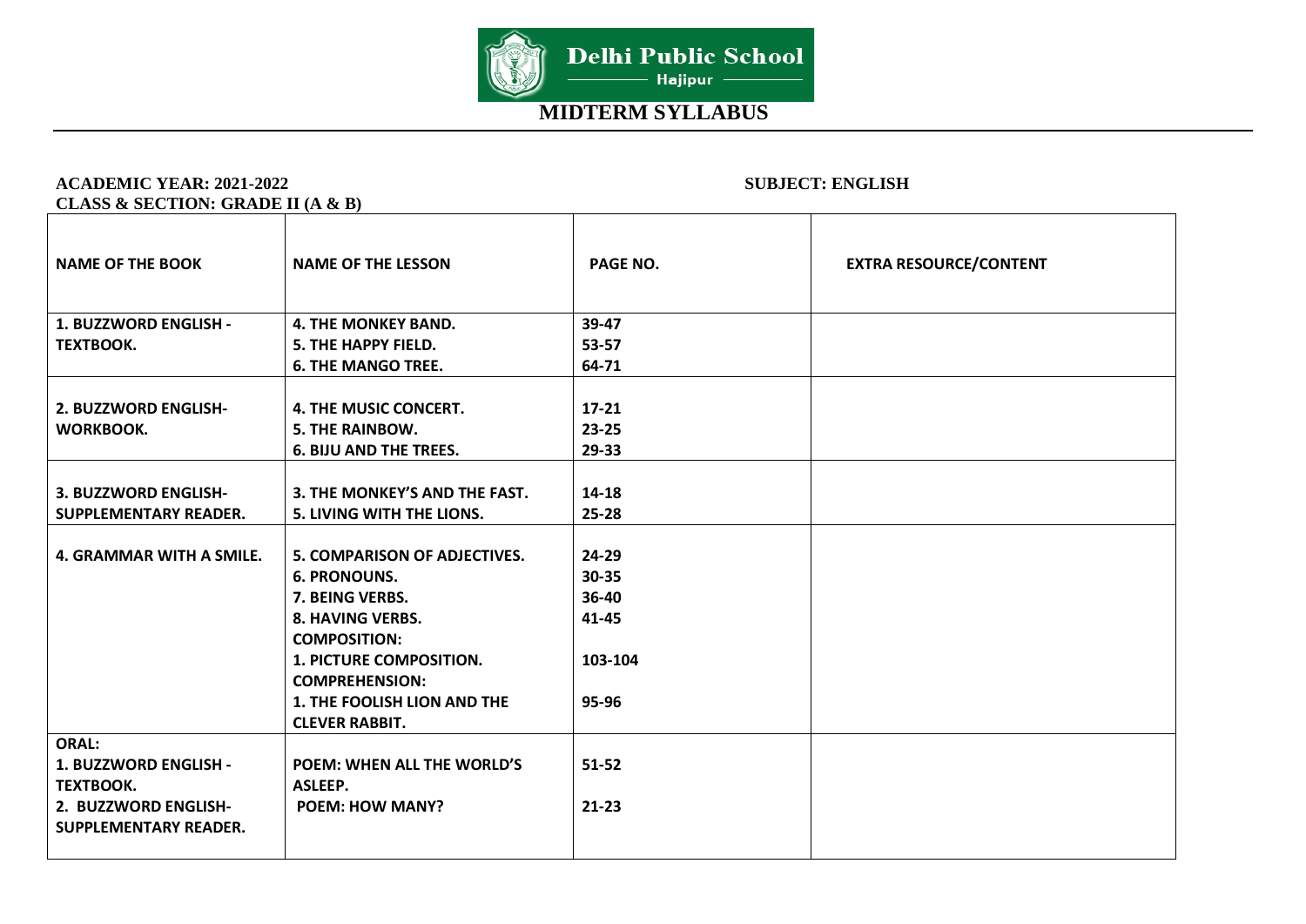# Delhi Public School
## Hajipur

## MIDTERM SYLLABUS

**ACADEMIC YEAR: 2021-2022** **SUBJECT: ENGLISH**

**CLASS & SECTION: GRADE II (A & B)**

| NAME OF THE BOOK | NAME OF THE LESSON | PAGE NO. | EXTRA RESOURCE/CONTENT |
|---|---|---|---|
| 1. BUZZWORD ENGLISH - TEXTBOOK. | 4. THE MONKEY BAND.<br>5. THE HAPPY FIELD.<br>6. THE MANGO TREE. | 39-47<br>53-57<br>64-71 | |
| 2. BUZZWORD ENGLISH- WORKBOOK. | 4. THE MUSIC CONCERT.<br>5. THE RAINBOW.<br>6. BIJU AND THE TREES. | 17-21<br>23-25<br>29-33 | |
| 3. BUZZWORD ENGLISH- SUPPLEMENTARY READER. | 3. THE MONKEY'S AND THE FAST.<br>5. LIVING WITH THE LIONS. | 14-18<br>25-28 | |
| 4. GRAMMAR WITH A SMILE. | 5. COMPARISON OF ADJECTIVES.<br>6. PRONOUNS.<br>7. BEING VERBS.<br>8. HAVING VERBS.<br>COMPOSITION:<br>1. PICTURE COMPOSITION.<br>COMPREHENSION:<br>1. THE FOOLISH LION AND THE CLEVER RABBIT. | 24-29<br>30-35<br>36-40<br>41-45<br><br>103-104<br><br>95-96 | |
| ORAL:<br>1. BUZZWORD ENGLISH - TEXTBOOK.<br>2. BUZZWORD ENGLISH- SUPPLEMENTARY READER. | POEM: WHEN ALL THE WORLD'S ASLEEP.<br>POEM: HOW MANY? | 51-52<br>21-23 | |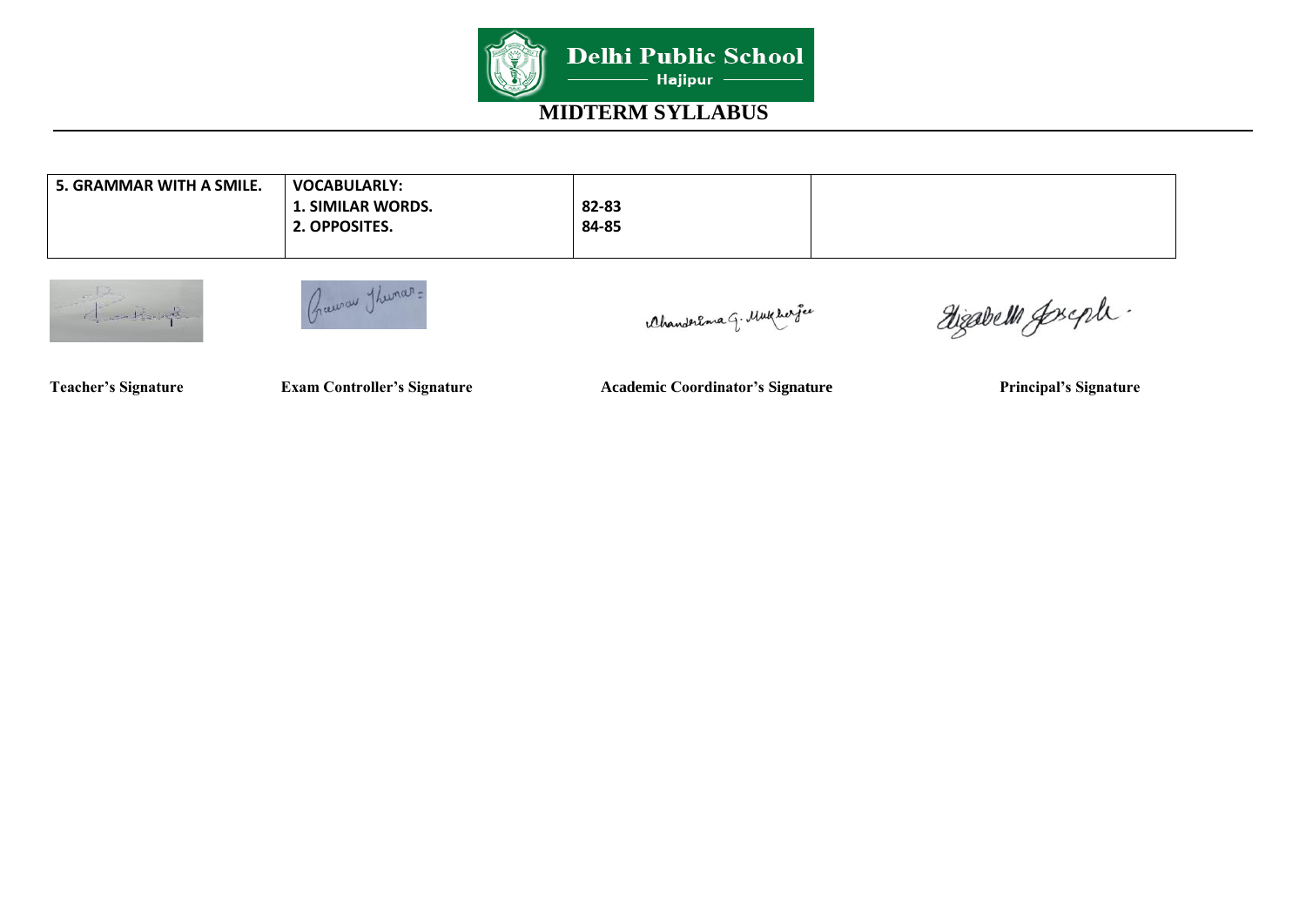# Delhi Public School
## Hajipur

## MIDTERM SYLLABUS

| 5. GRAMMAR WITH A SMILE. | VOCABULARLY:<br>1. SIMILAR WORDS.<br>2. OPPOSITES. | <br>82-83<br>84-85 | |
|---|---|---|---|

Teacher's Signature | Exam Controller's Signature | Academic Coordinator's Signature | Principal's Signature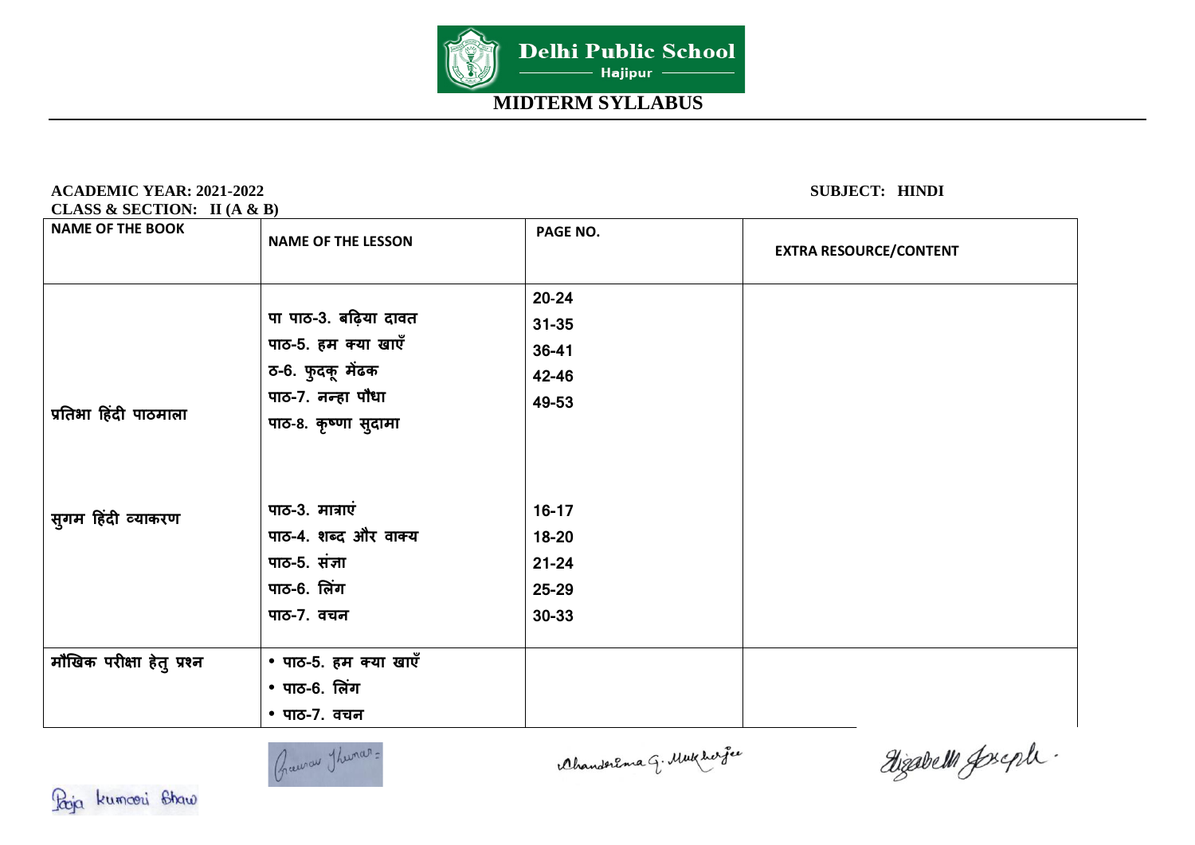**Delhi Public School**
**Hajipur**

# MIDTERM SYLLABUS

**ACADEMIC YEAR: 2021-2022** **SUBJECT: HINDI**

**CLASS & SECTION: II (A & B)**

| NAME OF THE BOOK | NAME OF THE LESSON | PAGE NO. | EXTRA RESOURCE/CONTENT |
|---|---|---|---|
| प्रतिभा हिंदी पाठमाला | पा पाठ-3. बढ़िया दावत<br>पाठ-5. हम क्या खाएँ<br>ठ-6. फुदकू मेंढक<br>पाठ-7. नन्हा पौधा<br>पाठ-8. कृष्णा सुदामा | 20-24<br>31-35<br>36-41<br>42-46<br>49-53 | |
| सुगम हिंदी व्याकरण | पाठ-3. मात्राएं<br>पाठ-4. शब्द और वाक्य<br>पाठ-5. संज्ञा<br>पाठ-6. लिंग<br>पाठ-7. वचन | 16-17<br>18-20<br>21-24<br>25-29<br>30-33 | |
| मौखिक परीक्षा हेतु प्रश्न | • पाठ-5. हम क्या खाएँ<br>• पाठ-6. लिंग<br>• पाठ-7. वचन | | |

Pooja kumari Shaw

Gaurav Kumar

Chandrima G. Mukherjee

Elizabeth Joseph.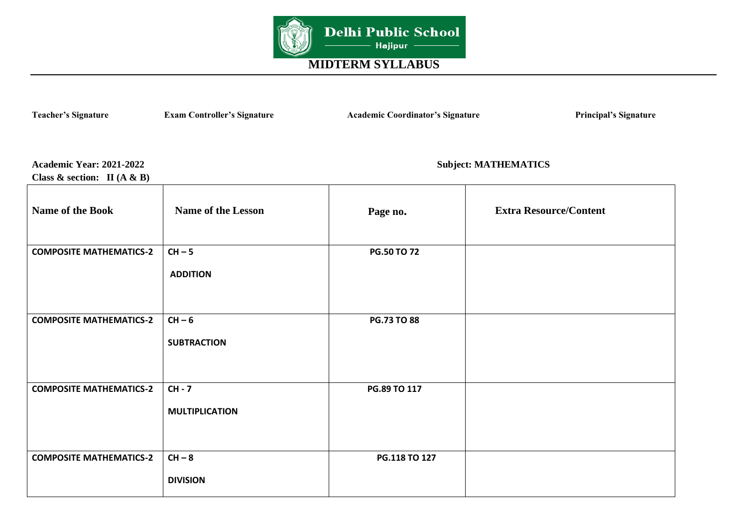Delhi Public School
Hajipur

# MIDTERM SYLLABUS

**Teacher's Signature** **Exam Controller's Signature** **Academic Coordinator's Signature** **Principal's Signature**

**Academic Year: 2021-2022** **Subject: MATHEMATICS**

**Class & section: II (A & B)**

| Name of the Book | Name of the Lesson | Page no. | Extra Resource/Content |
|---|---|---|---|
| COMPOSITE MATHEMATICS-2 | CH – 5 ADDITION | PG.50 TO 72 | |
| COMPOSITE MATHEMATICS-2 | CH – 6 SUBTRACTION | PG.73 TO 88 | |
| COMPOSITE MATHEMATICS-2 | CH - 7 MULTIPLICATION | PG.89 TO 117 | |
| COMPOSITE MATHEMATICS-2 | CH – 8 DIVISION | PG.118 TO 127 | |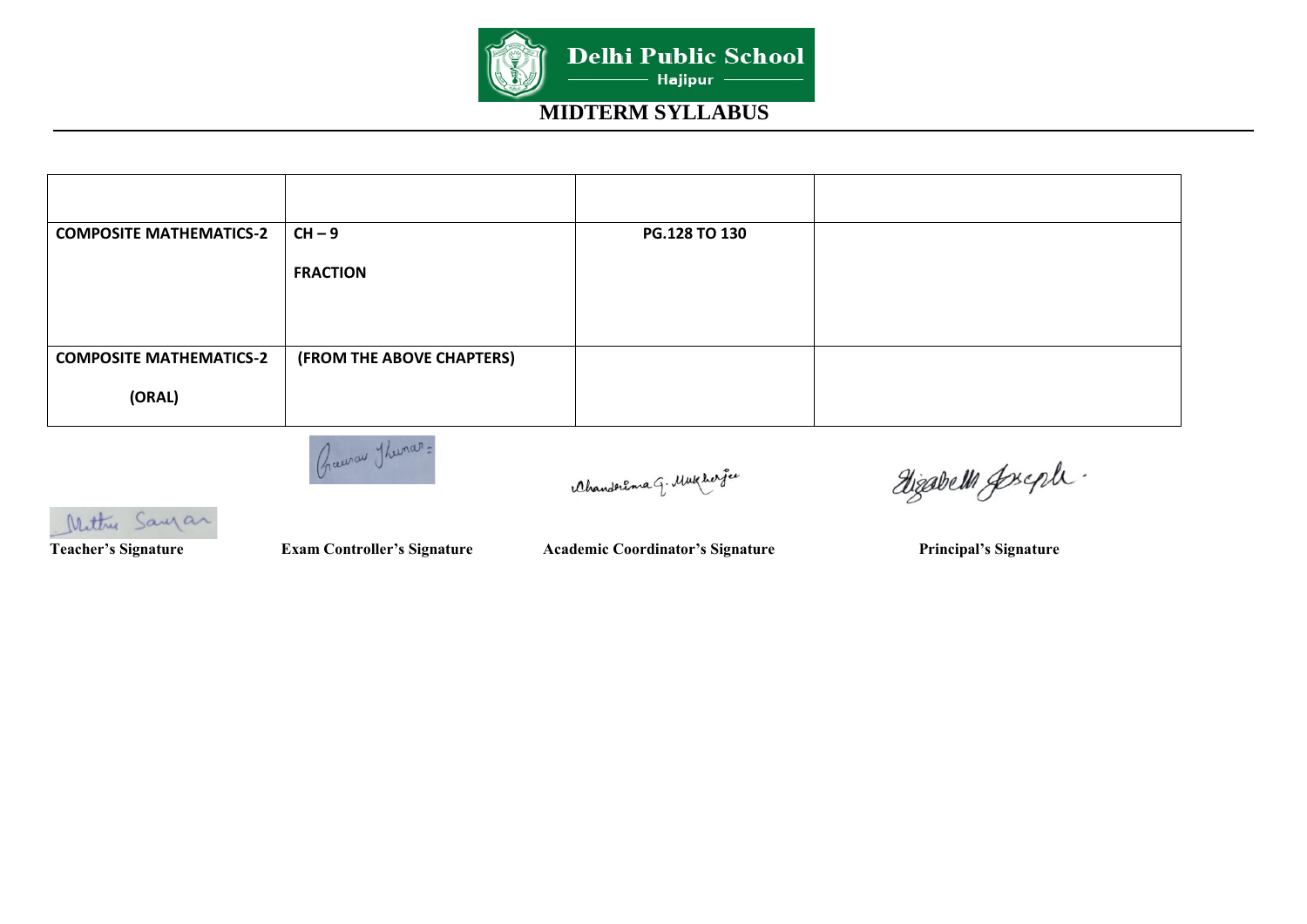# MIDTERM SYLLABUS

| | | | |
|---|---|---|---|
| **COMPOSITE MATHEMATICS-2** | **CH – 9**<br><br>**FRACTION** | **PG.128 TO 130** | |
| **COMPOSITE MATHEMATICS-2**<br><br>**(ORAL)** | **(FROM THE ABOVE CHAPTERS)** | | |

**Teacher's Signature** &nbsp;&nbsp;&nbsp;&nbsp; **Exam Controller's Signature** &nbsp;&nbsp;&nbsp;&nbsp; **Academic Coordinator's Signature** &nbsp;&nbsp;&nbsp;&nbsp; **Principal's Signature**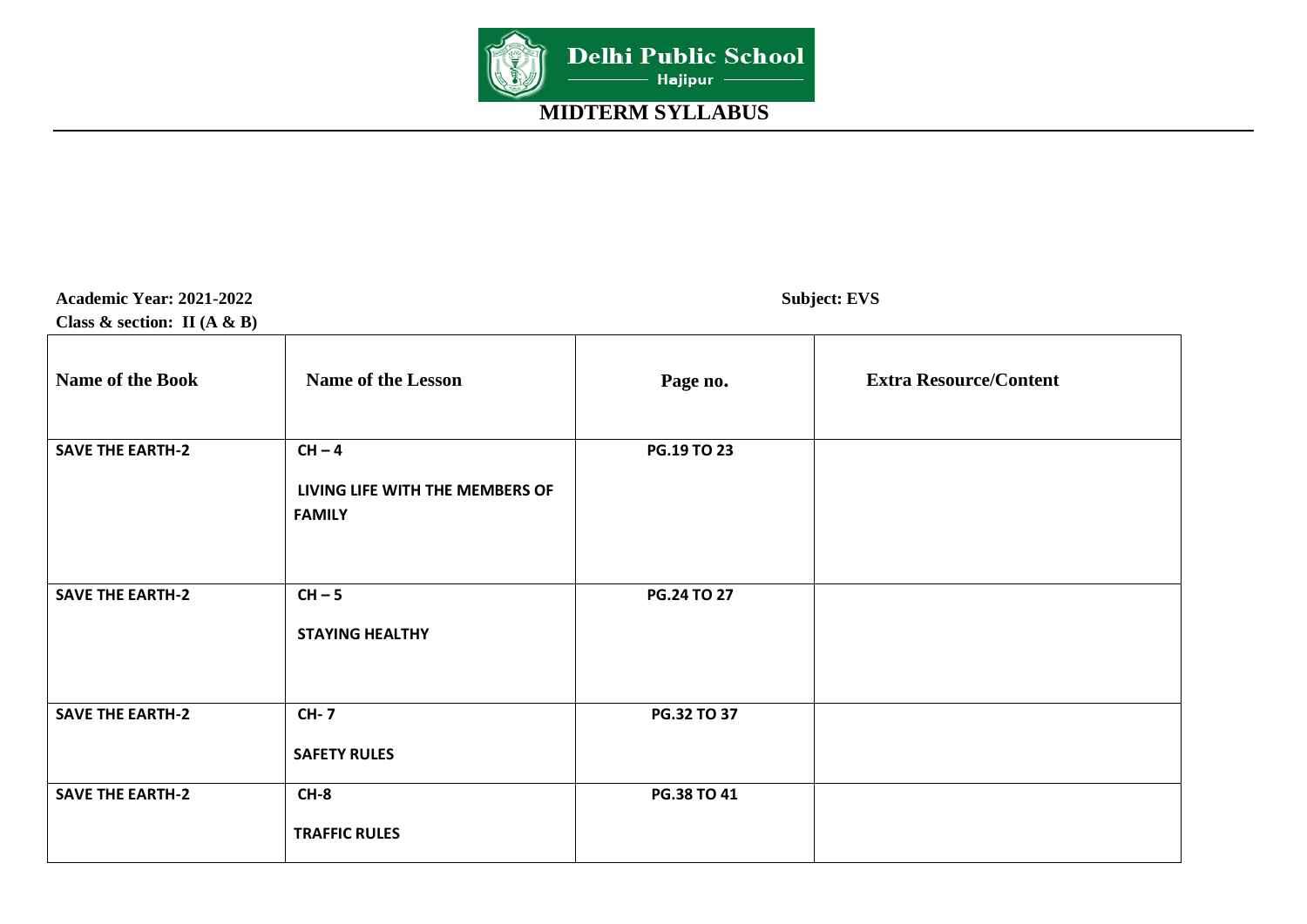**Delhi Public School**
Hajipur

# MIDTERM SYLLABUS

**Academic Year: 2021-2022** **Subject: EVS**

**Class & section: II (A & B)**

| Name of the Book | Name of the Lesson | Page no. | Extra Resource/Content |
|---|---|---|---|
| **SAVE THE EARTH-2** | **CH – 4**<br>**LIVING LIFE WITH THE MEMBERS OF FAMILY** | **PG.19 TO 23** | |
| **SAVE THE EARTH-2** | **CH – 5**<br>**STAYING HEALTHY** | **PG.24 TO 27** | |
| **SAVE THE EARTH-2** | **CH- 7**<br>**SAFETY RULES** | **PG.32 TO 37** | |
| **SAVE THE EARTH-2** | **CH-8**<br>**TRAFFIC RULES** | **PG.38 TO 41** | |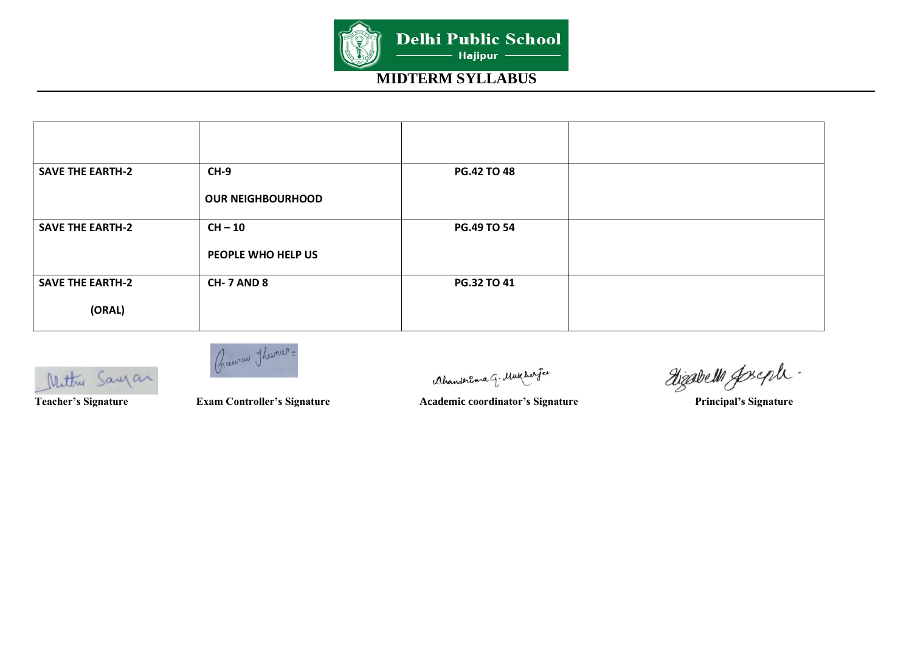# Delhi Public School

Hajipur

## MIDTERM SYLLABUS

| | | | |
|---|---|---|---|
| SAVE THE EARTH-2 | CH-9<br>OUR NEIGHBOURHOOD | PG.42 TO 48 | |
| SAVE THE EARTH-2 | CH – 10<br>PEOPLE WHO HELP US | PG.49 TO 54 | |
| SAVE THE EARTH-2<br>(ORAL) | CH- 7 AND 8 | PG.32 TO 41 | |

Teacher's Signature — Exam Controller's Signature — Academic coordinator's Signature — Principal's Signature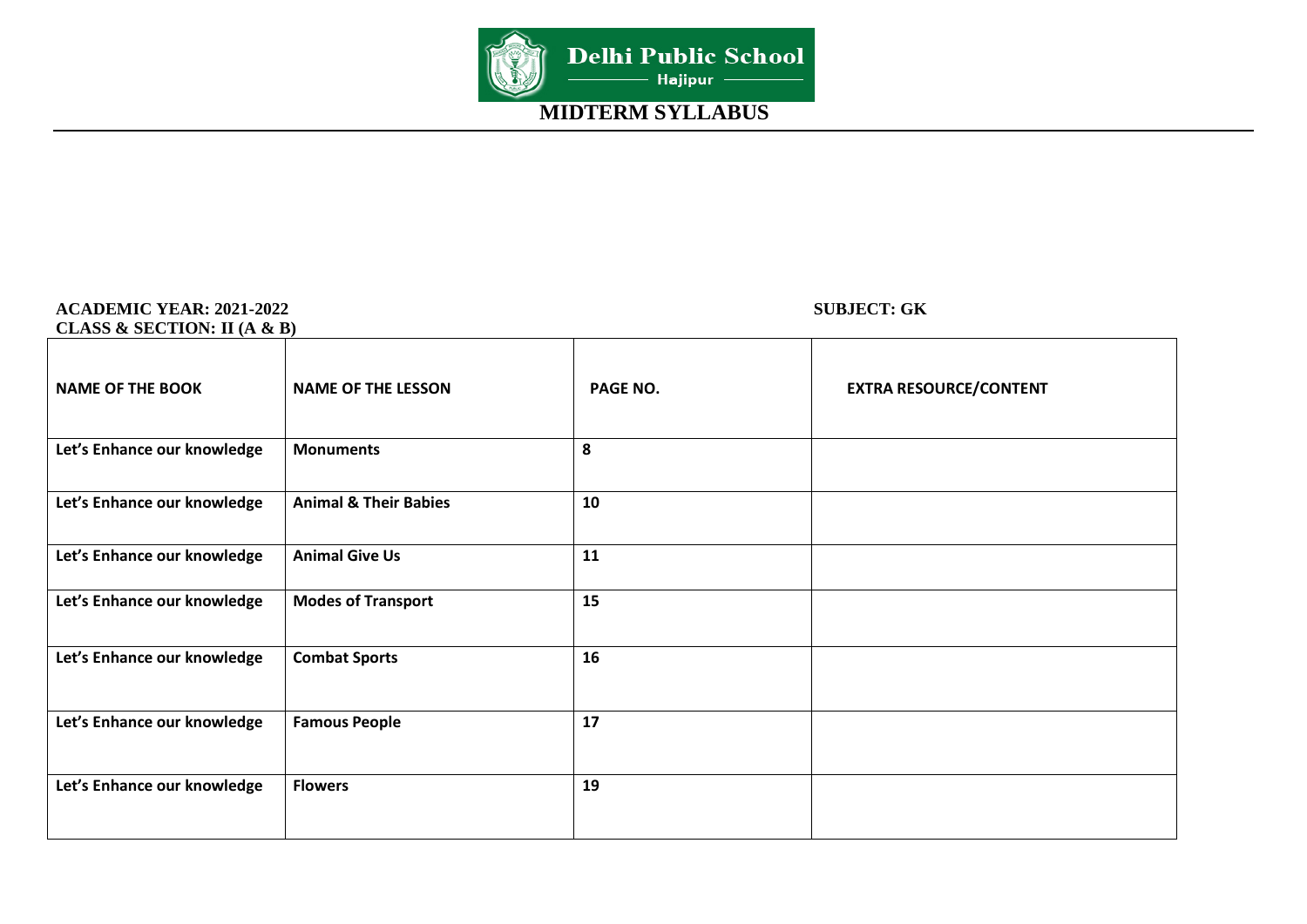**Delhi Public School**
Hajipur

# MIDTERM SYLLABUS

**ACADEMIC YEAR: 2021-2022** **SUBJECT: GK**
**CLASS & SECTION: II (A & B)**

| NAME OF THE BOOK | NAME OF THE LESSON | PAGE NO. | EXTRA RESOURCE/CONTENT |
|---|---|---|---|
| Let's Enhance our knowledge | Monuments | 8 | |
| Let's Enhance our knowledge | Animal & Their Babies | 10 | |
| Let's Enhance our knowledge | Animal Give Us | 11 | |
| Let's Enhance our knowledge | Modes of Transport | 15 | |
| Let's Enhance our knowledge | Combat Sports | 16 | |
| Let's Enhance our knowledge | Famous People | 17 | |
| Let's Enhance our knowledge | Flowers | 19 | |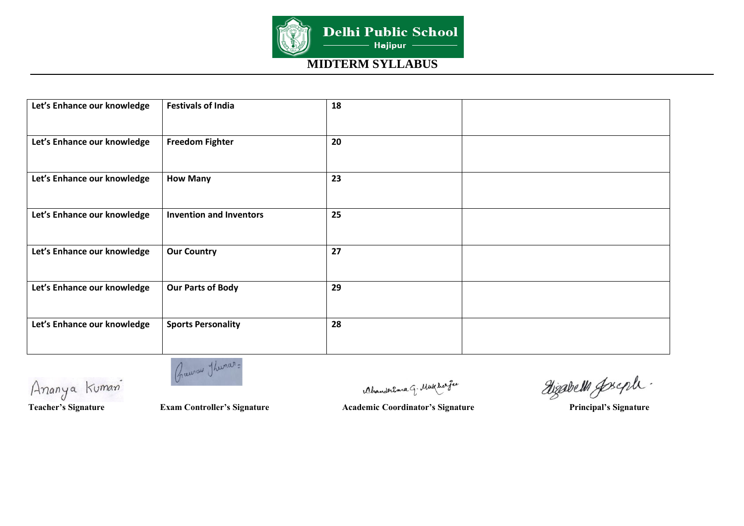# MIDTERM SYLLABUS

Delhi Public School
Hajipur

| Let's Enhance our knowledge | Festivals of India | 18 | |
|---|---|---|---|
| Let's Enhance our knowledge | Freedom Fighter | 20 | |
| Let's Enhance our knowledge | How Many | 23 | |
| Let's Enhance our knowledge | Invention and Inventors | 25 | |
| Let's Enhance our knowledge | Our Country | 27 | |
| Let's Enhance our knowledge | Our Parts of Body | 29 | |
| Let's Enhance our knowledge | Sports Personality | 28 | |

Ananya Kumari
**Teacher's Signature**

Gaurav Kumar
**Exam Controller's Signature**

Chandrima G. Mukherjee
**Academic Coordinator's Signature**

Elizabeth Joseph
**Principal's Signature**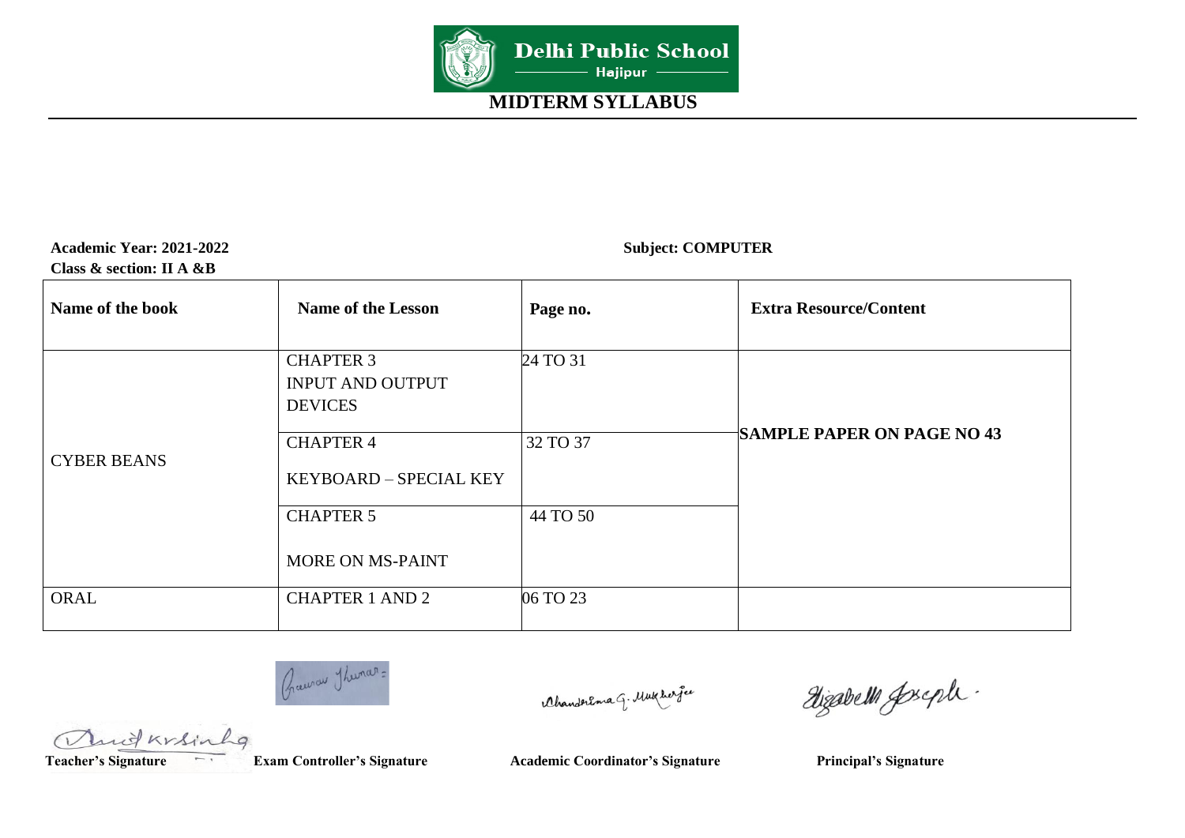**Delhi Public School**
**Hajipur**

# MIDTERM SYLLABUS

**Academic Year: 2021-2022** **Subject: COMPUTER**
**Class & section: II A &B**

| Name of the book | Name of the Lesson | Page no. | Extra Resource/Content |
|---|---|---|---|
| CYBER BEANS | CHAPTER 3 INPUT AND OUTPUT DEVICES | 24 TO 31 | SAMPLE PAPER ON PAGE NO 43 |
| | CHAPTER 4 KEYBOARD – SPECIAL KEY | 32 TO 37 | |
| | CHAPTER 5 MORE ON MS-PAINT | 44 TO 50 | |
| ORAL | CHAPTER 1 AND 2 | 06 TO 23 | |

**Teacher's Signature** **Exam Controller's Signature** **Academic Coordinator's Signature** **Principal's Signature**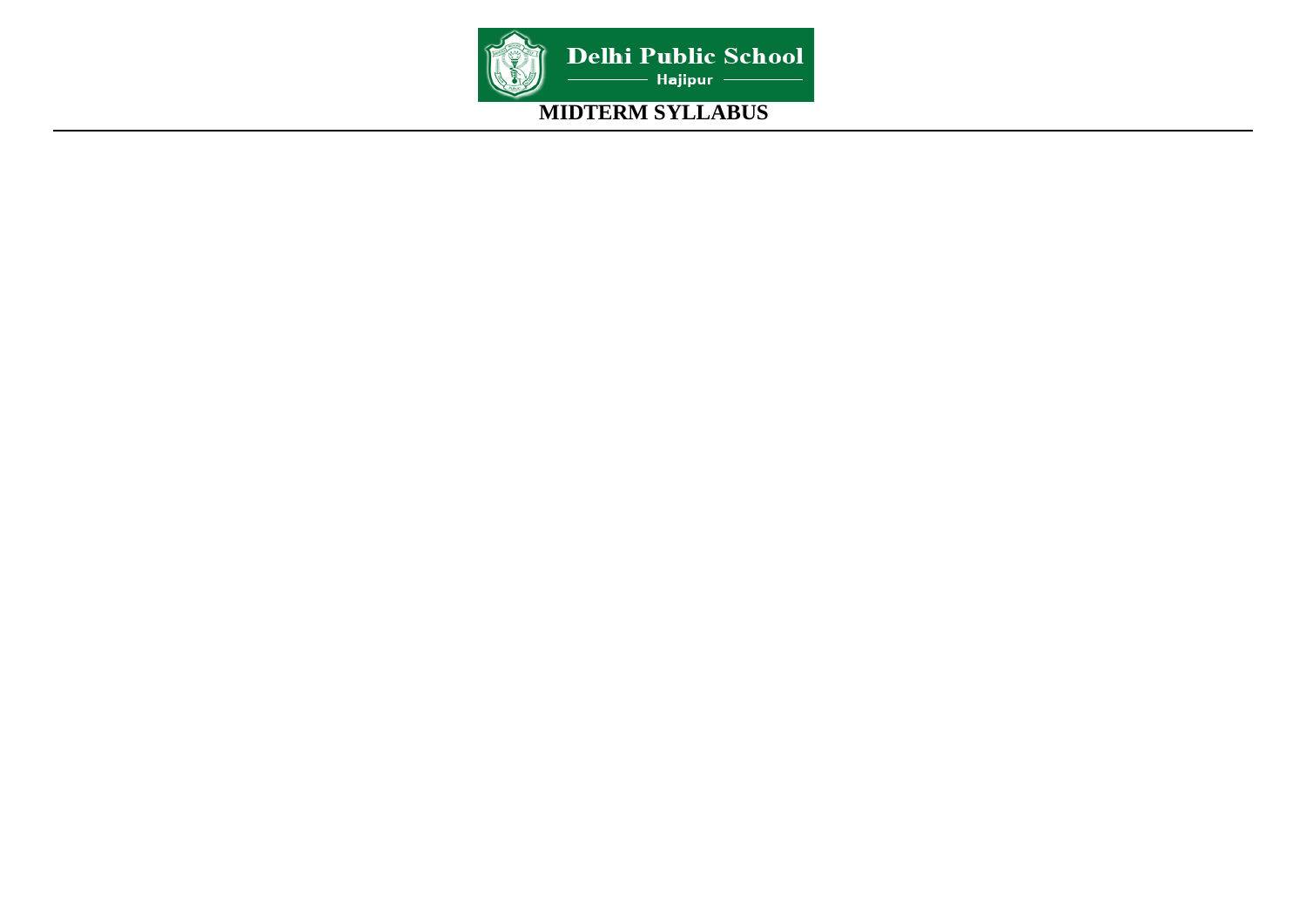# MIDTERM SYLLABUS